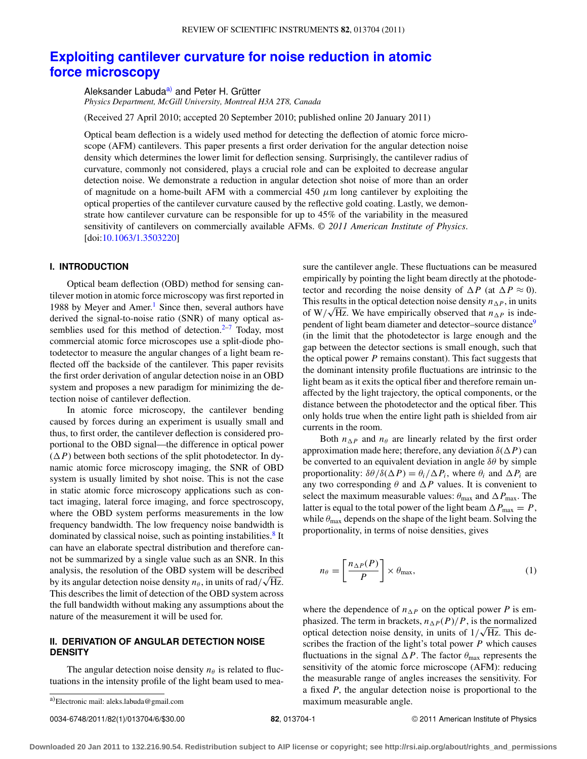# Exploiting cantilever curvature for noise reduction in atomic force microscopy

Aleksander Labuda[a] and Peter H. Grütter

*Physics Department, McGill University, Montreal H3A 2T8, Canada*

(Received 27 April 2010; accepted 20 September 2010; published online 20 January 2011)

Optical beam deflection is a widely used method for detecting the deflection of atomic force microscope (AFM) cantilevers. This paper presents a first order derivation for the angular detection noise density which determines the lower limit for deflection sensing. Surprisingly, the cantilever radius of curvature, commonly not considered, plays a crucial role and can be exploited to decrease angular detection noise. We demonstrate a reduction in angular detection shot noise of more than an order of magnitude on a home-built AFM with a commercial 450 $\mu$m long cantilever by exploiting the optical properties of the cantilever curvature caused by the reflective gold coating. Lastly, we demonstrate how cantilever curvature can be responsible for up to 45% of the variability in the measured sensitivity of cantilevers on commercially available AFMs. © *2011 American Institute of Physics*. [doi:10.1063/1.3503220]

## I. INTRODUCTION

Optical beam deflection (OBD) method for sensing cantilever motion in atomic force microscopy was first reported in 1988 by Meyer and Amer.[1] Since then, several authors have derived the signal-to-noise ratio (SNR) of many optical assemblies used for this method of detection.[2–7] Today, most commercial atomic force microscopes use a split-diode photodetector to measure the angular changes of a light beam reflected off the backside of the cantilever. This paper revisits the first order derivation of angular detection noise in an OBD system and proposes a new paradigm for minimizing the detection noise of cantilever deflection.

In atomic force microscopy, the cantilever bending caused by forces during an experiment is usually small and thus, to first order, the cantilever deflection is considered proportional to the OBD signal—the difference in optical power ($\Delta P$) between both sections of the split photodetector. In dynamic atomic force microscopy imaging, the SNR of OBD system is usually limited by shot noise. This is not the case in static atomic force microscopy applications such as contact imaging, lateral force imaging, and force spectroscopy, where the OBD system performs measurements in the low frequency bandwidth. The low frequency noise bandwidth is dominated by classical noise, such as pointing instabilities.[8] It can have an elaborate spectral distribution and therefore cannot be summarized by a single value such as an SNR. In this analysis, the resolution of the OBD system will be described by its angular detection noise density $n_\theta$, in units of rad/$\sqrt{\text{Hz}}$. This describes the limit of detection of the OBD system across the full bandwidth without making any assumptions about the nature of the measurement it will be used for.

## II. DERIVATION OF ANGULAR DETECTION NOISE DENSITY

The angular detection noise density $n_\theta$ is related to fluctuations in the intensity profile of the light beam used to measure the cantilever angle. These fluctuations can be measured empirically by pointing the light beam directly at the photodetector and recording the noise density of $\Delta P$ (at $\Delta P \approx 0$). This results in the optical detection noise density $n_{\Delta P}$, in units of W/$\sqrt{\text{Hz}}$. We have empirically observed that $n_{\Delta P}$ is independent of light beam diameter and detector–source distance[9] (in the limit that the photodetector is large enough and the gap between the detector sections is small enough, such that the optical power $P$ remains constant). This fact suggests that the dominant intensity profile fluctuations are intrinsic to the light beam as it exits the optical fiber and therefore remain unaffected by the light trajectory, the optical components, or the distance between the photodetector and the optical fiber. This only holds true when the entire light path is shielded from air currents in the room.

Both $n_{\Delta P}$ and $n_\theta$ are linearly related by the first order approximation made here; therefore, any deviation $\delta(\Delta P)$ can be converted to an equivalent deviation in angle $\delta\theta$ by simple proportionality: $\delta\theta/\delta(\Delta P) = \theta_i/\Delta P_i$, where $\theta_i$ and $\Delta P_i$ are any two corresponding $\theta$ and $\Delta P$ values. It is convenient to select the maximum measurable values: $\theta_{\max}$ and $\Delta P_{\max}$. The latter is equal to the total power of the light beam $\Delta P_{\max} = P$, while $\theta_{\max}$ depends on the shape of the light beam. Solving the proportionality, in terms of noise densities, gives

$$n_\theta = \left[\frac{n_{\Delta P}(P)}{P}\right] \times \theta_{\max}, \tag{1}$$

where the dependence of $n_{\Delta P}$ on the optical power $P$ is emphasized. The term in brackets, $n_{\Delta P}(P)/P$, is the normalized optical detection noise density, in units of 1/$\sqrt{\text{Hz}}$. This describes the fraction of the light's total power $P$ which causes fluctuations in the signal $\Delta P$. The factor $\theta_{\max}$ represents the sensitivity of the atomic force microscope (AFM): reducing the measurable range of angles increases the sensitivity. For a fixed $P$, the angular detection noise is proportional to the maximum measurable angle.

[a]Electronic mail: aleks.labuda@gmail.com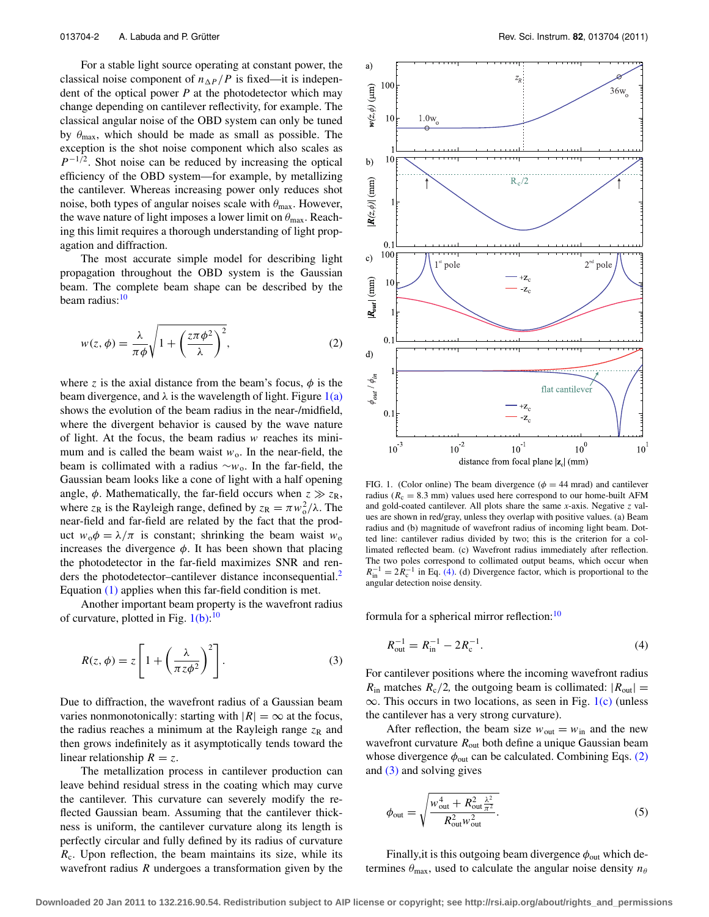For a stable light source operating at constant power, the classical noise component of $n_{\Delta P}/P$ is fixed—it is independent of the optical power $P$ at the photodetector which may change depending on cantilever reflectivity, for example. The classical angular noise of the OBD system can only be tuned by $\theta_{max}$, which should be made as small as possible. The exception is the shot noise component which also scales as $P^{-1/2}$. Shot noise can be reduced by increasing the optical efficiency of the OBD system—for example, by metallizing the cantilever. Whereas increasing power only reduces shot noise, both types of angular noises scale with $\theta_{max}$. However, the wave nature of light imposes a lower limit on $\theta_{max}$. Reaching this limit requires a thorough understanding of light propagation and diffraction.

The most accurate simple model for describing light propagation throughout the OBD system is the Gaussian beam. The complete beam shape can be described by the beam radius:[10]

$$w(z,\phi) = \frac{\lambda}{\pi\phi}\sqrt{1+\left(\frac{z\pi\phi^2}{\lambda}\right)^2}, \tag{2}$$

where $z$ is the axial distance from the beam's focus, $\phi$ is the beam divergence, and $\lambda$ is the wavelength of light. Figure 1(a) shows the evolution of the beam radius in the near-/midfield, where the divergent behavior is caused by the wave nature of light. At the focus, the beam radius $w$ reaches its minimum and is called the beam waist $w_o$. In the near-field, the beam is collimated with a radius $\sim w_o$. In the far-field, the Gaussian beam looks like a cone of light with a half opening angle, $\phi$. Mathematically, the far-field occurs when $z \gg z_R$, where $z_R$ is the Rayleigh range, defined by $z_R = \pi w_o^2/\lambda$. The near-field and far-field are related by the fact that the product $w_o\phi = \lambda/\pi$ is constant; shrinking the beam waist $w_o$ increases the divergence $\phi$. It has been shown that placing the photodetector in the far-field maximizes SNR and renders the photodetector–cantilever distance inconsequential.[2] Equation (1) applies when this far-field condition is met.

Another important beam property is the wavefront radius of curvature, plotted in Fig. 1(b):[10]

$$R(z,\phi) = z\left[1+\left(\frac{\lambda}{\pi z\phi^2}\right)^2\right]. \tag{3}$$

Due to diffraction, the wavefront radius of a Gaussian beam varies nonmonotonically: starting with $|R| = \infty$ at the focus, the radius reaches a minimum at the Rayleigh range $z_R$ and then grows indefinitely as it asymptotically tends toward the linear relationship $R = z$.

The metallization process in cantilever production can leave behind residual stress in the coating which may curve the cantilever. This curvature can severely modify the reflected Gaussian beam. Assuming that the cantilever thickness is uniform, the cantilever curvature along its length is perfectly circular and fully defined by its radius of curvature $R_c$. Upon reflection, the beam maintains its size, while its wavefront radius $R$ undergoes a transformation given by the formula for a spherical mirror reflection:[10]

FIG. 1. (Color online) The beam divergence ($\phi = 44$ mrad) and cantilever radius ($R_c = 8.3$ mm) values used here correspond to our home-built AFM and gold-coated cantilever. All plots share the same $x$-axis. Negative $z$ values are shown in red/gray, unless they overlap with positive values. (a) Beam radius and (b) magnitude of wavefront radius of incoming light beam. Dotted line: cantilever radius divided by two; this is the criterion for a collimated reflected beam. (c) Wavefront radius immediately after reflection. The two poles correspond to collimated output beams, which occur when $R_{in}^{-1} = 2R_c^{-1}$ in Eq. (4). (d) Divergence factor, which is proportional to the angular detection noise density.

$$R_{out}^{-1} = R_{in}^{-1} - 2R_c^{-1}. \tag{4}$$

For cantilever positions where the incoming wavefront radius $R_{in}$ matches $R_c/2$, the outgoing beam is collimated: $|R_{out}| = \infty$. This occurs in two locations, as seen in Fig. 1(c) (unless the cantilever has a very strong curvature).

After reflection, the beam size $w_{out} = w_{in}$ and the new wavefront curvature $R_{out}$ both define a unique Gaussian beam whose divergence $\phi_{out}$ can be calculated. Combining Eqs. (2) and (3) and solving gives

$$\phi_{out} = \sqrt{\frac{w_{out}^4 + R_{out}^2\frac{\lambda^2}{\pi^2}}{R_{out}^2 w_{out}^2}}. \tag{5}$$

Finally,it is this outgoing beam divergence $\phi_{out}$ which determines $\theta_{max}$, used to calculate the angular noise density $n_\theta$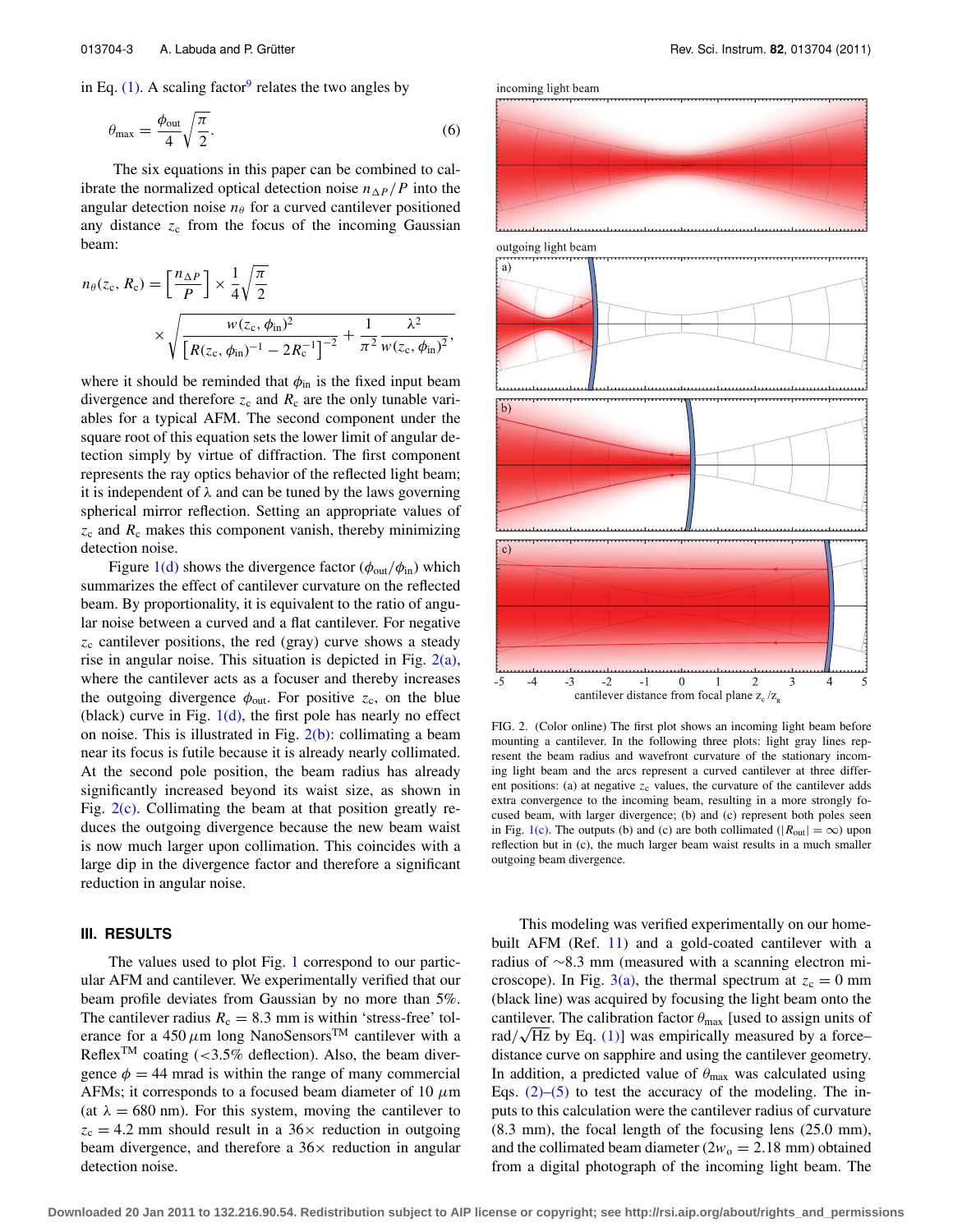in Eq. (1). A scaling factor[9] relates the two angles by

$$\theta_{\max} = \frac{\phi_{\text{out}}}{4}\sqrt{\frac{\pi}{2}}. \tag{6}$$

The six equations in this paper can be combined to calibrate the normalized optical detection noise $n_{\Delta P}/P$ into the angular detection noise $n_\theta$ for a curved cantilever positioned any distance $z_c$ from the focus of the incoming Gaussian beam:

$$n_\theta(z_c, R_c) = \left[\frac{n_{\Delta P}}{P}\right] \times \frac{1}{4}\sqrt{\frac{\pi}{2}} \times \sqrt{\frac{w(z_c,\phi_{\text{in}})^2}{\left[R(z_c,\phi_{\text{in}})^{-1} - 2R_c^{-1}\right]^{-2}} + \frac{1}{\pi^2}\frac{\lambda^2}{w(z_c,\phi_{\text{in}})^2}},$$

where it should be reminded that $\phi_{\text{in}}$ is the fixed input beam divergence and therefore $z_c$ and $R_c$ are the only tunable variables for a typical AFM. The second component under the square root of this equation sets the lower limit of angular detection simply by virtue of diffraction. The first component represents the ray optics behavior of the reflected light beam; it is independent of $\lambda$ and can be tuned by the laws governing spherical mirror reflection. Setting an appropriate values of $z_c$ and $R_c$ makes this component vanish, thereby minimizing detection noise.

Figure 1(d) shows the divergence factor ($\phi_{\text{out}}/\phi_{\text{in}}$) which summarizes the effect of cantilever curvature on the reflected beam. By proportionality, it is equivalent to the ratio of angular noise between a curved and a flat cantilever. For negative $z_c$ cantilever positions, the red (gray) curve shows a steady rise in angular noise. This situation is depicted in Fig. 2(a), where the cantilever acts as a focuser and thereby increases the outgoing divergence $\phi_{\text{out}}$. For positive $z_c$, on the blue (black) curve in Fig. 1(d), the first pole has nearly no effect on noise. This is illustrated in Fig. 2(b): collimating a beam near its focus is futile because it is already nearly collimated. At the second pole position, the beam radius has already significantly increased beyond its waist size, as shown in Fig. 2(c). Collimating the beam at that position greatly reduces the outgoing divergence because the new beam waist is now much larger upon collimation. This coincides with a large dip in the divergence factor and therefore a significant reduction in angular noise.

FIG. 2. (Color online) The first plot shows an incoming light beam before mounting a cantilever. In the following three plots: light gray lines represent the beam radius and wavefront curvature of the stationary incoming light beam and the arcs represent a curved cantilever at three different positions: (a) at negative $z_c$ values, the curvature of the cantilever adds extra convergence to the incoming beam, resulting in a more strongly focused beam, with larger divergence; (b) and (c) represent both poles seen in Fig. 1(c). The outputs (b) and (c) are both collimated ($|R_{\text{out}}| = \infty$) upon reflection but in (c), the much larger beam waist results in a much smaller outgoing beam divergence.

## III. RESULTS

The values used to plot Fig. 1 correspond to our particular AFM and cantilever. We experimentally verified that our beam profile deviates from Gaussian by no more than 5%. The cantilever radius $R_c = 8.3$ mm is within 'stress-free' tolerance for a 450 $\mu$m long NanoSensors™ cantilever with a Reflex™ coating (<3.5% deflection). Also, the beam divergence $\phi = 44$ mrad is within the range of many commercial AFMs; it corresponds to a focused beam diameter of 10 $\mu$m (at $\lambda = 680$ nm). For this system, moving the cantilever to $z_c = 4.2$ mm should result in a 36× reduction in outgoing beam divergence, and therefore a 36× reduction in angular detection noise.

This modeling was verified experimentally on our home-built AFM (Ref. 11) and a gold-coated cantilever with a radius of ~8.3 mm (measured with a scanning electron microscope). In Fig. 3(a), the thermal spectrum at $z_c = 0$ mm (black line) was acquired by focusing the light beam onto the cantilever. The calibration factor $\theta_{\max}$ [used to assign units of rad/$\sqrt{\text{Hz}}$ by Eq. (1)] was empirically measured by a force–distance curve on sapphire and using the cantilever geometry. In addition, a predicted value of $\theta_{\max}$ was calculated using Eqs. (2)–(5) to test the accuracy of the modeling. The inputs to this calculation were the cantilever radius of curvature (8.3 mm), the focal length of the focusing lens (25.0 mm), and the collimated beam diameter ($2w_o = 2.18$ mm) obtained from a digital photograph of the incoming light beam. The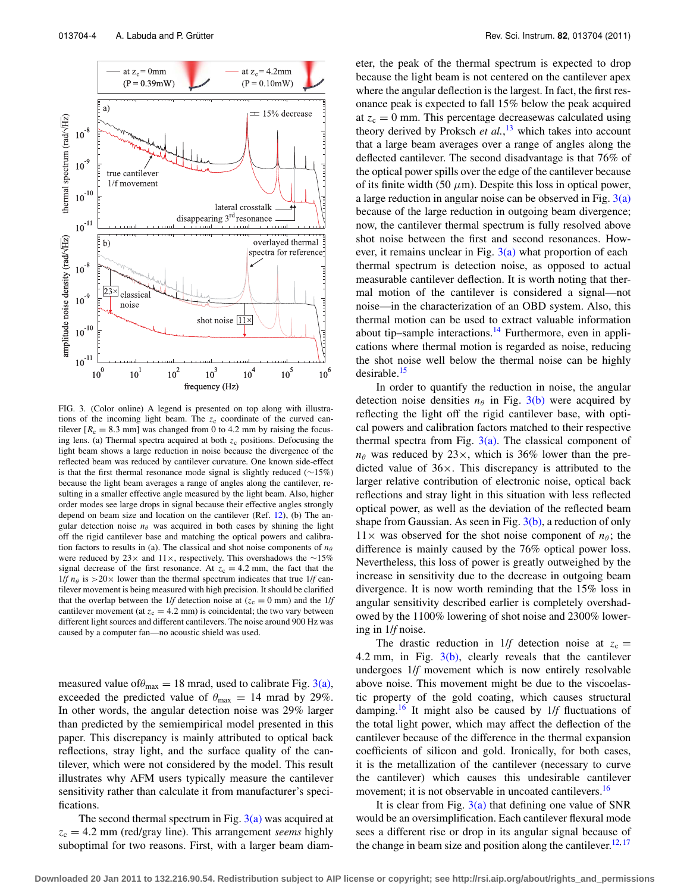FIG. 3. (Color online) A legend is presented on top along with illustrations of the incoming light beam. The $z_c$ coordinate of the curved cantilever [$R_c$ = 8.3 mm] was changed from 0 to 4.2 mm by raising the focusing lens. (a) Thermal spectra acquired at both $z_c$ positions. Defocusing the light beam shows a large reduction in noise because the divergence of the reflected beam was reduced by cantilever curvature. One known side-effect is that the first thermal resonance mode signal is slightly reduced (∼15%) because the light beam averages a range of angles along the cantilever, resulting in a smaller effective angle measured by the light beam. Also, higher order modes see large drops in signal because their effective angles strongly depend on beam size and location on the cantilever (Ref. 12), (b) The angular detection noise $n_\theta$ was acquired in both cases by shining the light off the rigid cantilever base and matching the optical powers and calibration factors to results in (a). The classical and shot noise components of $n_\theta$ were reduced by 23× and 11×, respectively. This overshadows the ∼15% signal decrease of the first resonance. At $z_c$ = 4.2 mm, the fact that the $1/f$ $n_\theta$ is >20× lower than the thermal spectrum indicates that true $1/f$ cantilever movement is being measured with high precision. It should be clarified that the overlap between the $1/f$ detection noise at ($z_c$ = 0 mm) and the $1/f$ cantilever movement (at $z_c$ = 4.2 mm) is coincidental; the two vary between different light sources and different cantilevers. The noise around 900 Hz was caused by a computer fan—no acoustic shield was used.

measured value of$\theta_{max}$ = 18 mrad, used to calibrate Fig. 3(a), exceeded the predicted value of $\theta_{max}$ = 14 mrad by 29%. In other words, the angular detection noise was 29% larger than predicted by the semiempirical model presented in this paper. This discrepancy is mainly attributed to optical back reflections, stray light, and the surface quality of the cantilever, which were not considered by the model. This result illustrates why AFM users typically measure the cantilever sensitivity rather than calculate it from manufacturer's specifications.

The second thermal spectrum in Fig. 3(a) was acquired at $z_c$ = 4.2 mm (red/gray line). This arrangement *seems* highly suboptimal for two reasons. First, with a larger beam diameter, the peak of the thermal spectrum is expected to drop because the light beam is not centered on the cantilever apex where the angular deflection is the largest. In fact, the first resonance peak is expected to fall 15% below the peak acquired at $z_c$ = 0 mm. This percentage decreasewas calculated using theory derived by Proksch *et al.*,[13] which takes into account that a large beam averages over a range of angles along the deflected cantilever. The second disadvantage is that 76% of the optical power spills over the edge of the cantilever because of its finite width (50 μm). Despite this loss in optical power, a large reduction in angular noise can be observed in Fig. 3(a) because of the large reduction in outgoing beam divergence; now, the cantilever thermal spectrum is fully resolved above shot noise between the first and second resonances. However, it remains unclear in Fig. 3(a) what proportion of each thermal spectrum is detection noise, as opposed to actual measurable cantilever deflection. It is worth noting that thermal motion of the cantilever is considered a signal—not noise—in the characterization of an OBD system. Also, this thermal motion can be used to extract valuable information about tip–sample interactions.[14] Furthermore, even in applications where thermal motion is regarded as noise, reducing the shot noise well below the thermal noise can be highly desirable.[15]

In order to quantify the reduction in noise, the angular detection noise densities $n_\theta$ in Fig. 3(b) were acquired by reflecting the light off the rigid cantilever base, with optical powers and calibration factors matched to their respective thermal spectra from Fig. 3(a). The classical component of $n_\theta$ was reduced by 23×, which is 36% lower than the predicted value of 36×. This discrepancy is attributed to the larger relative contribution of electronic noise, optical back reflections and stray light in this situation with less reflected optical power, as well as the deviation of the reflected beam shape from Gaussian. As seen in Fig. 3(b), a reduction of only 11× was observed for the shot noise component of $n_\theta$; the difference is mainly caused by the 76% optical power loss. Nevertheless, this loss of power is greatly outweighed by the increase in sensitivity due to the decrease in outgoing beam divergence. It is now worth reminding that the 15% loss in angular sensitivity described earlier is completely overshadowed by the 1100% lowering of shot noise and 2300% lowering in $1/f$ noise.

The drastic reduction in $1/f$ detection noise at $z_c$ = 4.2 mm, in Fig. 3(b), clearly reveals that the cantilever undergoes $1/f$ movement which is now entirely resolvable above noise. This movement might be due to the viscoelastic property of the gold coating, which causes structural damping.[16] It might also be caused by $1/f$ fluctuations of the total light power, which may affect the deflection of the cantilever because of the difference in the thermal expansion coefficients of silicon and gold. Ironically, for both cases, it is the metallization of the cantilever (necessary to curve the cantilever) which causes this undesirable cantilever movement; it is not observable in uncoated cantilevers.[16]

It is clear from Fig. 3(a) that defining one value of SNR would be an oversimplification. Each cantilever flexural mode sees a different rise or drop in its angular signal because of the change in beam size and position along the cantilever.[12,17]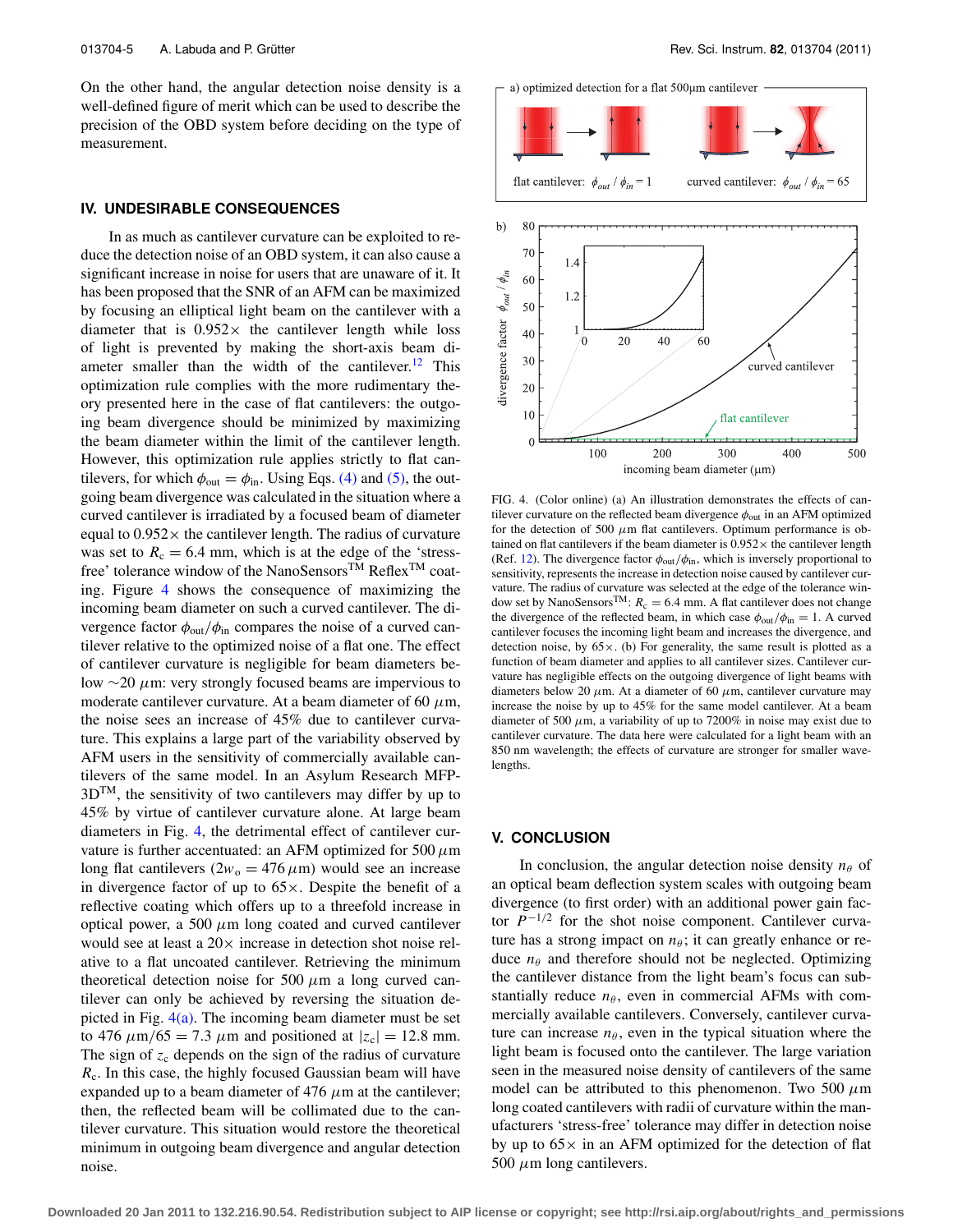On the other hand, the angular detection noise density is a well-defined figure of merit which can be used to describe the precision of the OBD system before deciding on the type of measurement.

## IV. UNDESIRABLE CONSEQUENCES

In as much as cantilever curvature can be exploited to reduce the detection noise of an OBD system, it can also cause a significant increase in noise for users that are unaware of it. It has been proposed that the SNR of an AFM can be maximized by focusing an elliptical light beam on the cantilever with a diameter that is $0.952\times$ the cantilever length while loss of light is prevented by making the short-axis beam diameter smaller than the width of the cantilever.[12] This optimization rule complies with the more rudimentary theory presented here in the case of flat cantilevers: the outgoing beam divergence should be minimized by maximizing the beam diameter within the limit of the cantilever length. However, this optimization rule applies strictly to flat cantilevers, for which $\phi_{\mathrm{out}} = \phi_{\mathrm{in}}$. Using Eqs. (4) and (5), the outgoing beam divergence was calculated in the situation where a curved cantilever is irradiated by a focused beam of diameter equal to $0.952\times$ the cantilever length. The radius of curvature was set to $R_{\mathrm{c}} = 6.4$ mm, which is at the edge of the 'stress-free' tolerance window of the NanoSensors™ Reflex™ coating. Figure 4 shows the consequence of maximizing the incoming beam diameter on such a curved cantilever. The divergence factor $\phi_{\mathrm{out}}/\phi_{\mathrm{in}}$ compares the noise of a curved cantilever relative to the optimized noise of a flat one. The effect of cantilever curvature is negligible for beam diameters below $\sim$20 $\mu$m: very strongly focused beams are impervious to moderate cantilever curvature. At a beam diameter of 60 $\mu$m, the noise sees an increase of 45% due to cantilever curvature. This explains a large part of the variability observed by AFM users in the sensitivity of commercially available cantilevers of the same model. In an Asylum Research MFP-3D™, the sensitivity of two cantilevers may differ by up to 45% by virtue of cantilever curvature alone. At large beam diameters in Fig. 4, the detrimental effect of cantilever curvature is further accentuated: an AFM optimized for 500 $\mu$m long flat cantilevers ($2w_{\mathrm{o}} = 476\,\mu$m) would see an increase in divergence factor of up to $65\times$. Despite the benefit of a reflective coating which offers up to a threefold increase in optical power, a 500 $\mu$m long coated and curved cantilever would see at least a $20\times$ increase in detection shot noise relative to a flat uncoated cantilever. Retrieving the minimum theoretical detection noise for 500 $\mu$m a long curved cantilever can only be achieved by reversing the situation depicted in Fig. 4(a). The incoming beam diameter must be set to $476\ \mu\mathrm{m}/65 = 7.3\ \mu$m and positioned at $|z_{\mathrm{c}}| = 12.8$ mm. The sign of $z_{\mathrm{c}}$ depends on the sign of the radius of curvature $R_{\mathrm{c}}$. In this case, the highly focused Gaussian beam will have expanded up to a beam diameter of 476 $\mu$m at the cantilever; then, the reflected beam will be collimated due to the cantilever curvature. This situation would restore the theoretical minimum in outgoing beam divergence and angular detection noise.

FIG. 4. (Color online) (a) An illustration demonstrates the effects of cantilever curvature on the reflected beam divergence $\phi_{\mathrm{out}}$ in an AFM optimized for the detection of 500 $\mu$m flat cantilevers. Optimum performance is obtained on flat cantilevers if the beam diameter is $0.952\times$ the cantilever length (Ref. 12). The divergence factor $\phi_{\mathrm{out}}/\phi_{\mathrm{in}}$, which is inversely proportional to sensitivity, represents the increase in detection noise caused by cantilever curvature. The radius of curvature was selected at the edge of the tolerance window set by NanoSensors™: $R_{\mathrm{c}} = 6.4$ mm. A flat cantilever does not change the divergence of the reflected beam, in which case $\phi_{\mathrm{out}}/\phi_{\mathrm{in}} = 1$. A curved cantilever focuses the incoming light beam and increases the divergence, and detection noise, by $65\times$. (b) For generality, the same result is plotted as a function of beam diameter and applies to all cantilever sizes. Cantilever curvature has negligible effects on the outgoing divergence of light beams with diameters below 20 $\mu$m. At a diameter of 60 $\mu$m, cantilever curvature may increase the noise by up to 45% for the same model cantilever. At a beam diameter of 500 $\mu$m, a variability of up to 7200% in noise may exist due to cantilever curvature. The data here were calculated for a light beam with an 850 nm wavelength; the effects of curvature are stronger for smaller wavelengths.

## V. CONCLUSION

In conclusion, the angular detection noise density $n_\theta$ of an optical beam deflection system scales with outgoing beam divergence (to first order) with an additional power gain factor $P^{-1/2}$ for the shot noise component. Cantilever curvature has a strong impact on $n_\theta$; it can greatly enhance or reduce $n_\theta$ and therefore should not be neglected. Optimizing the cantilever distance from the light beam's focus can substantially reduce $n_\theta$, even in commercial AFMs with commercially available cantilevers. Conversely, cantilever curvature can increase $n_\theta$, even in the typical situation where the light beam is focused onto the cantilever. The large variation seen in the measured noise density of cantilevers of the same model can be attributed to this phenomenon. Two 500 $\mu$m long coated cantilevers with radii of curvature within the manufacturers 'stress-free' tolerance may differ in detection noise by up to $65\times$ in an AFM optimized for the detection of flat 500 $\mu$m long cantilevers.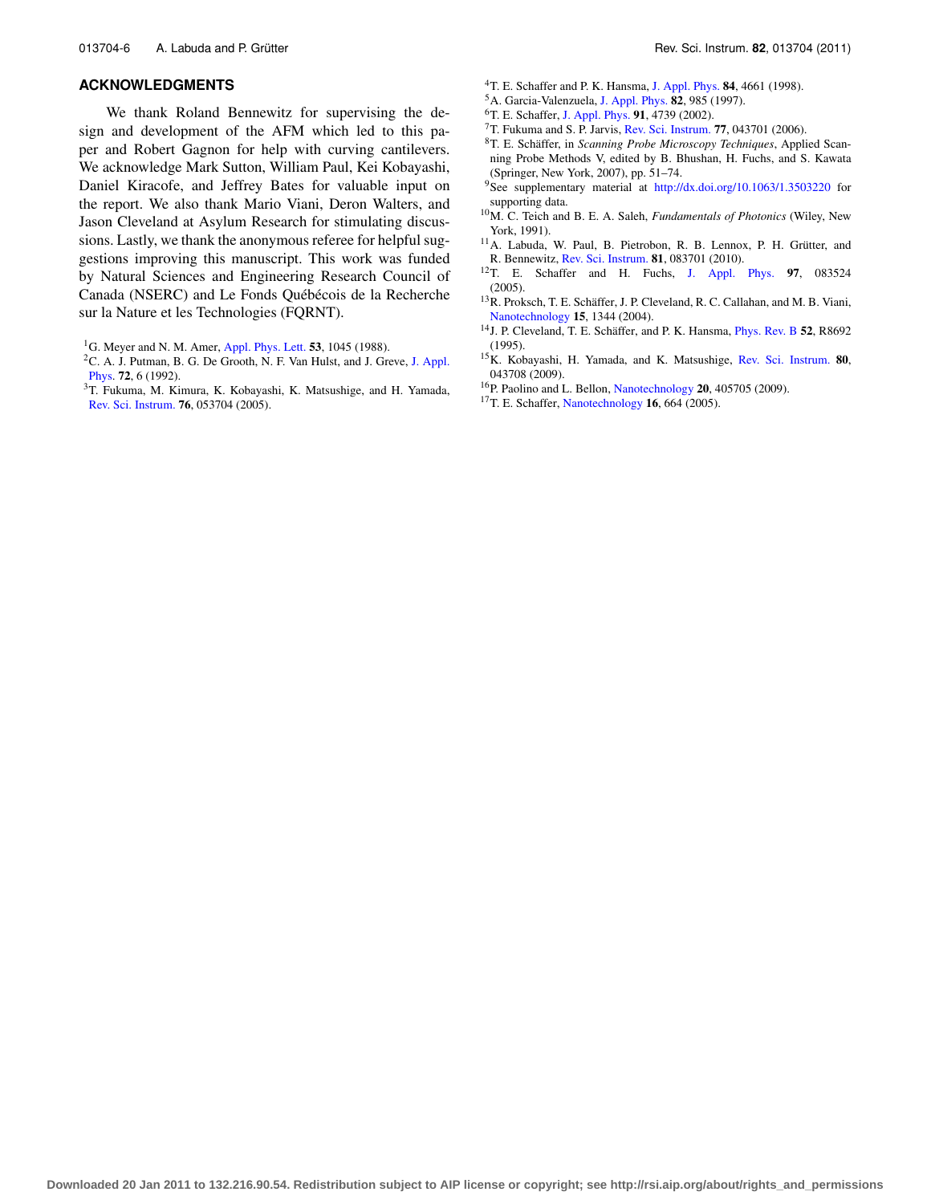## ACKNOWLEDGMENTS

We thank Roland Bennewitz for supervising the design and development of the AFM which led to this paper and Robert Gagnon for help with curving cantilevers. We acknowledge Mark Sutton, William Paul, Kei Kobayashi, Daniel Kiracofe, and Jeffrey Bates for valuable input on the report. We also thank Mario Viani, Deron Walters, and Jason Cleveland at Asylum Research for stimulating discussions. Lastly, we thank the anonymous referee for helpful suggestions improving this manuscript. This work was funded by Natural Sciences and Engineering Research Council of Canada (NSERC) and Le Fonds Québécois de la Recherche sur la Nature et les Technologies (FQRNT).

[1] G. Meyer and N. M. Amer, Appl. Phys. Lett. **53**, 1045 (1988).

[2] C. A. J. Putman, B. G. De Grooth, N. F. Van Hulst, and J. Greve, J. Appl. Phys. **72**, 6 (1992).

[3] T. Fukuma, M. Kimura, K. Kobayashi, K. Matsushige, and H. Yamada, Rev. Sci. Instrum. **76**, 053704 (2005).

[4] T. E. Schaffer and P. K. Hansma, J. Appl. Phys. **84**, 4661 (1998).

[5] A. Garcia-Valenzuela, J. Appl. Phys. **82**, 985 (1997).

[6] T. E. Schaffer, J. Appl. Phys. **91**, 4739 (2002).

[7] T. Fukuma and S. P. Jarvis, Rev. Sci. Instrum. **77**, 043701 (2006).

[8] T. E. Schäffer, in *Scanning Probe Microscopy Techniques*, Applied Scanning Probe Methods V, edited by B. Bhushan, H. Fuchs, and S. Kawata (Springer, New York, 2007), pp. 51–74.

[9] See supplementary material at http://dx.doi.org/10.1063/1.3503220 for supporting data.

[10] M. C. Teich and B. E. A. Saleh, *Fundamentals of Photonics* (Wiley, New York, 1991).

[11] A. Labuda, W. Paul, B. Pietrobon, R. B. Lennox, P. H. Grütter, and R. Bennewitz, Rev. Sci. Instrum. **81**, 083701 (2010).

[12] T. E. Schaffer and H. Fuchs, J. Appl. Phys. **97**, 083524 (2005).

[13] R. Proksch, T. E. Schäffer, J. P. Cleveland, R. C. Callahan, and M. B. Viani, Nanotechnology **15**, 1344 (2004).

[14] J. P. Cleveland, T. E. Schäffer, and P. K. Hansma, Phys. Rev. B **52**, R8692 (1995).

[15] K. Kobayashi, H. Yamada, and K. Matsushige, Rev. Sci. Instrum. **80**, 043708 (2009).

[16] P. Paolino and L. Bellon, Nanotechnology **20**, 405705 (2009).

[17] T. E. Schaffer, Nanotechnology **16**, 664 (2005).